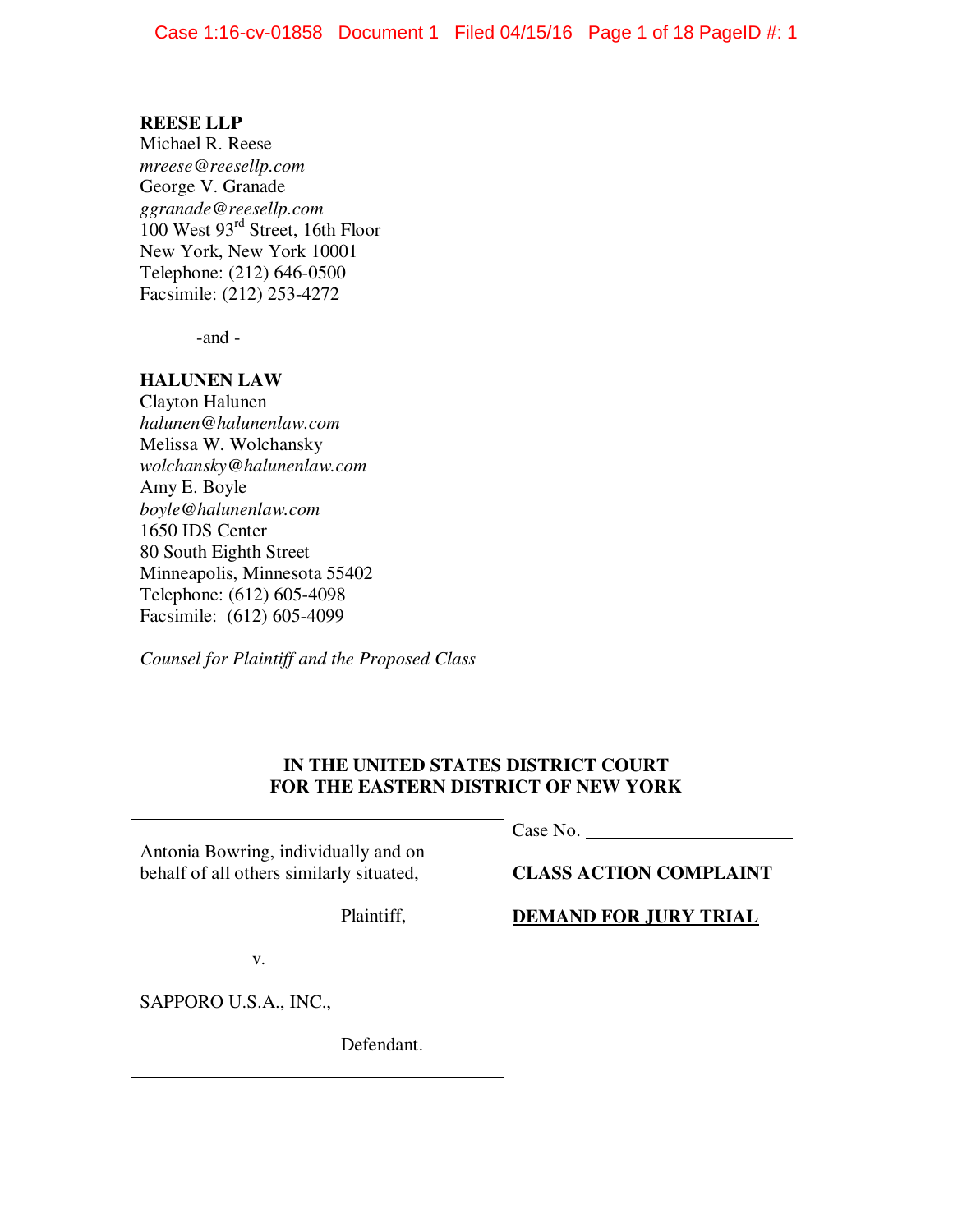**REESE LLP**
Michael R. Reese
*mreese@reesellp.com*
George V. Granade
*ggranade@reesellp.com*
100 West 93rd Street, 16th Floor
New York, New York 10001
Telephone: (212) 646-0500
Facsimile: (212) 253-4272

-and -

**HALUNEN LAW**
Clayton Halunen
*halunen@halunenlaw.com*
Melissa W. Wolchansky
*wolchansky@halunenlaw.com*
Amy E. Boyle
*boyle@halunenlaw.com*
1650 IDS Center
80 South Eighth Street
Minneapolis, Minnesota 55402
Telephone: (612) 605-4098
Facsimile: (612) 605-4099

*Counsel for Plaintiff and the Proposed Class*

**IN THE UNITED STATES DISTRICT COURT**
**FOR THE EASTERN DISTRICT OF NEW YORK**

| | |
|---|---|
| Antonia Bowring, individually and on behalf of all others similarly situated,<br><br>Plaintiff,<br><br>v.<br><br>SAPPORO U.S.A., INC.,<br><br>Defendant. | Case No. \_\_\_\_\_\_\_\_\_\_\_\_\_\_\_\_\_\_\_\_<br><br>**CLASS ACTION COMPLAINT**<br><br>**DEMAND FOR JURY TRIAL** |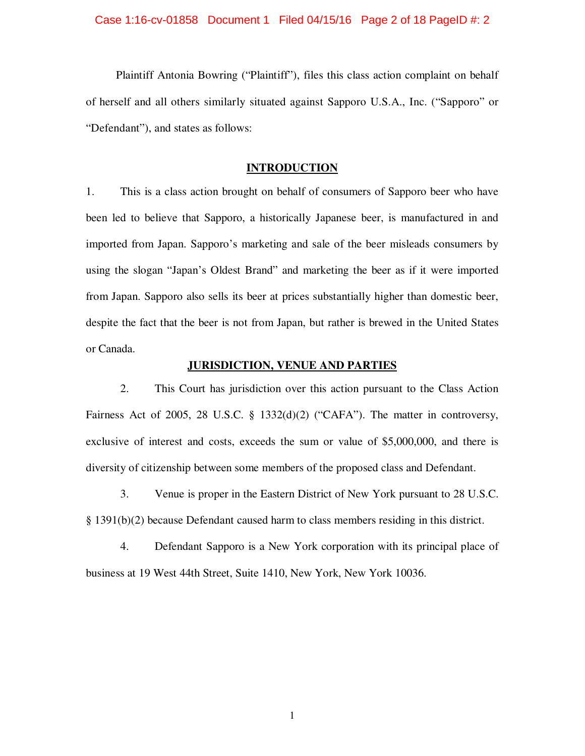Plaintiff Antonia Bowring ("Plaintiff"), files this class action complaint on behalf of herself and all others similarly situated against Sapporo U.S.A., Inc. ("Sapporo" or "Defendant"), and states as follows:

## INTRODUCTION

1. This is a class action brought on behalf of consumers of Sapporo beer who have been led to believe that Sapporo, a historically Japanese beer, is manufactured in and imported from Japan. Sapporo's marketing and sale of the beer misleads consumers by using the slogan "Japan's Oldest Brand" and marketing the beer as if it were imported from Japan. Sapporo also sells its beer at prices substantially higher than domestic beer, despite the fact that the beer is not from Japan, but rather is brewed in the United States or Canada.

## JURISDICTION, VENUE AND PARTIES

2. This Court has jurisdiction over this action pursuant to the Class Action Fairness Act of 2005, 28 U.S.C. § 1332(d)(2) ("CAFA"). The matter in controversy, exclusive of interest and costs, exceeds the sum or value of $5,000,000, and there is diversity of citizenship between some members of the proposed class and Defendant.

3. Venue is proper in the Eastern District of New York pursuant to 28 U.S.C. § 1391(b)(2) because Defendant caused harm to class members residing in this district.

4. Defendant Sapporo is a New York corporation with its principal place of business at 19 West 44th Street, Suite 1410, New York, New York 10036.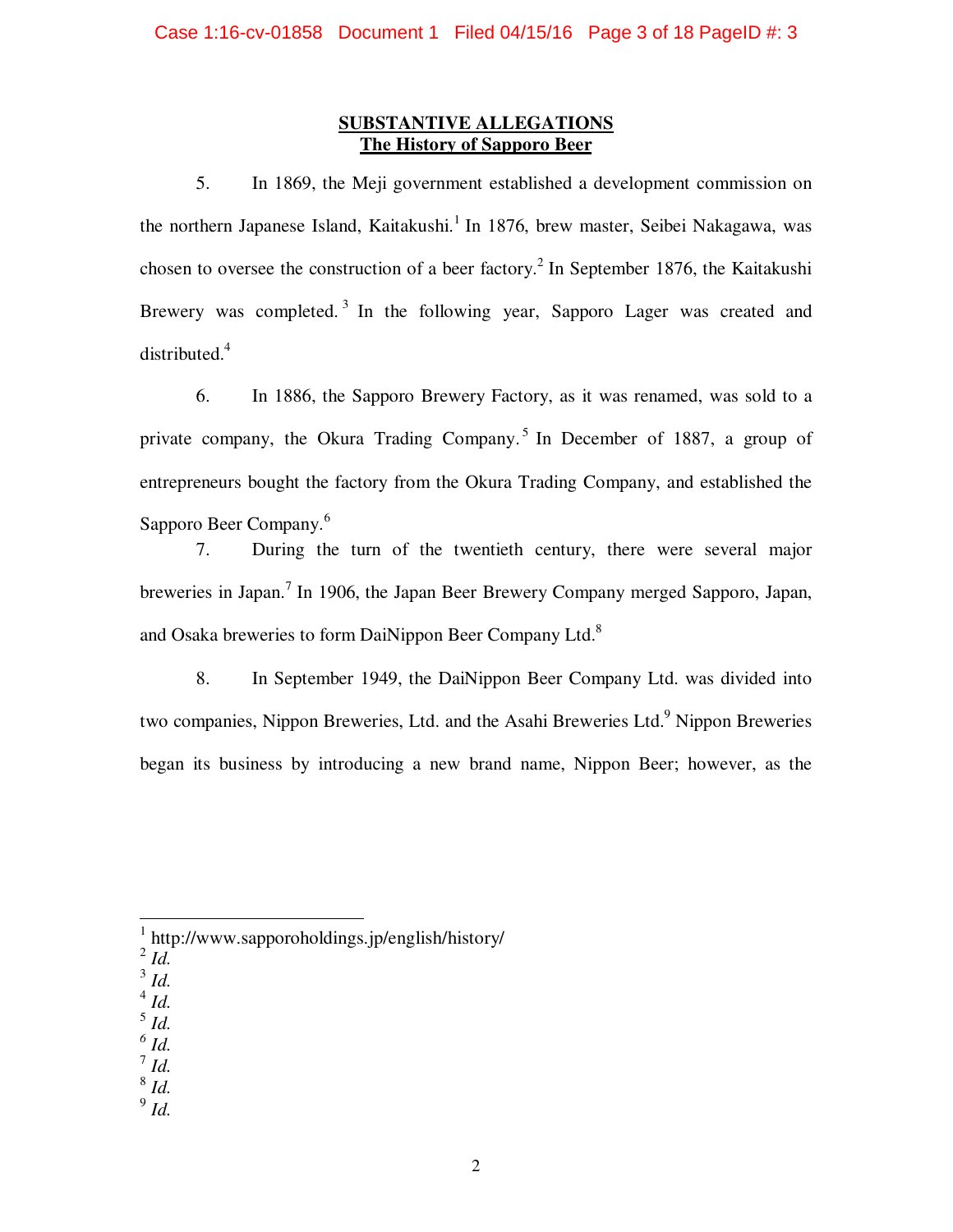## SUBSTANTIVE ALLEGATIONS
## The History of Sapporo Beer

5. In 1869, the Meji government established a development commission on the northern Japanese Island, Kaitakushi.[1] In 1876, brew master, Seibei Nakagawa, was chosen to oversee the construction of a beer factory.[2] In September 1876, the Kaitakushi Brewery was completed.[3] In the following year, Sapporo Lager was created and distributed.[4]

6. In 1886, the Sapporo Brewery Factory, as it was renamed, was sold to a private company, the Okura Trading Company.[5] In December of 1887, a group of entrepreneurs bought the factory from the Okura Trading Company, and established the Sapporo Beer Company.[6]

7. During the turn of the twentieth century, there were several major breweries in Japan.[7] In 1906, the Japan Beer Brewery Company merged Sapporo, Japan, and Osaka breweries to form DaiNippon Beer Company Ltd.[8]

8. In September 1949, the DaiNippon Beer Company Ltd. was divided into two companies, Nippon Breweries, Ltd. and the Asahi Breweries Ltd.[9] Nippon Breweries began its business by introducing a new brand name, Nippon Beer; however, as the

---

[1] http://www.sapporoholdings.jp/english/history/
[2] *Id.*
[3] *Id.*
[4] *Id.*
[5] *Id.*
[6] *Id.*
[7] *Id.*
[8] *Id.*
[9] *Id.*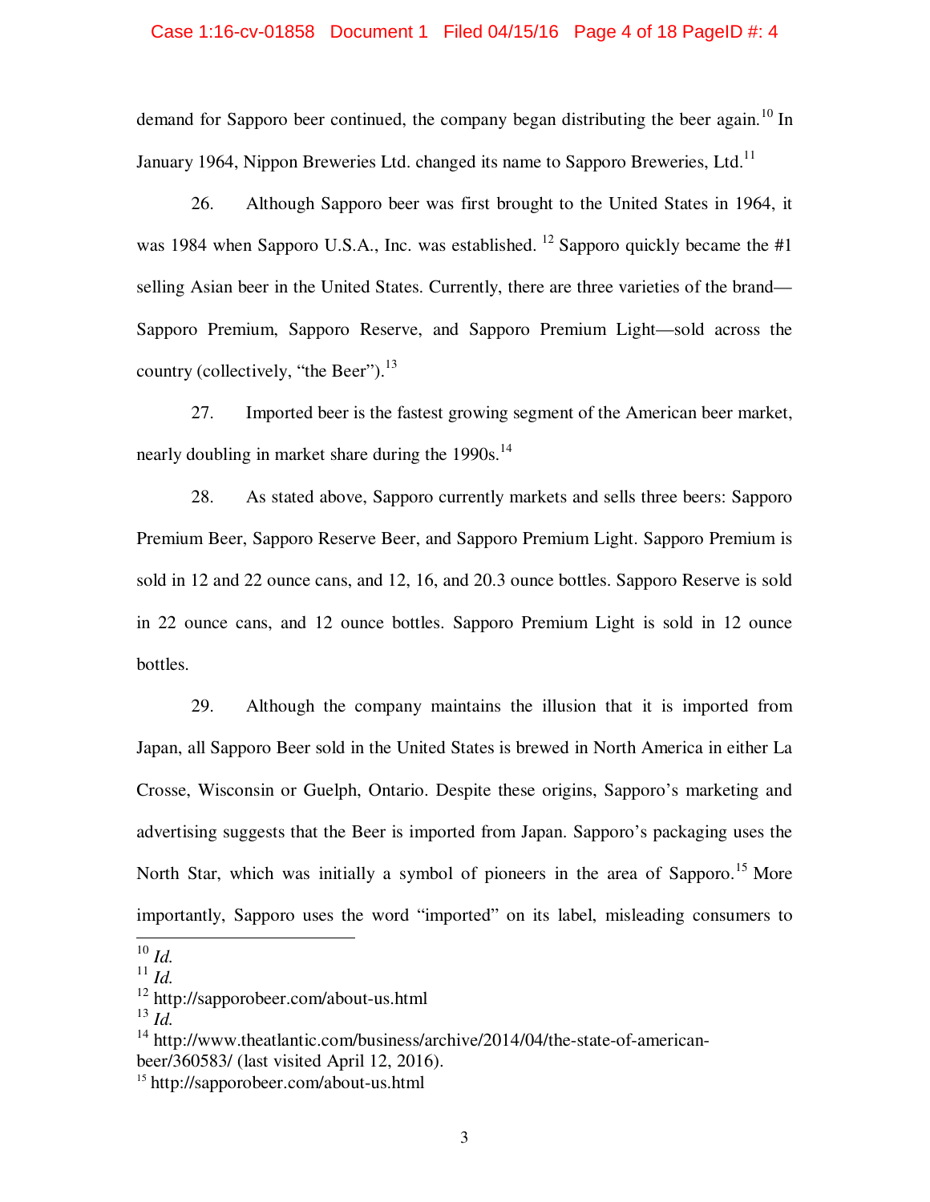demand for Sapporo beer continued, the company began distributing the beer again.[10] In January 1964, Nippon Breweries Ltd. changed its name to Sapporo Breweries, Ltd.[11]

26. Although Sapporo beer was first brought to the United States in 1964, it was 1984 when Sapporo U.S.A., Inc. was established.[12] Sapporo quickly became the #1 selling Asian beer in the United States. Currently, there are three varieties of the brand—Sapporo Premium, Sapporo Reserve, and Sapporo Premium Light—sold across the country (collectively, "the Beer").[13]

27. Imported beer is the fastest growing segment of the American beer market, nearly doubling in market share during the 1990s.[14]

28. As stated above, Sapporo currently markets and sells three beers: Sapporo Premium Beer, Sapporo Reserve Beer, and Sapporo Premium Light. Sapporo Premium is sold in 12 and 22 ounce cans, and 12, 16, and 20.3 ounce bottles. Sapporo Reserve is sold in 22 ounce cans, and 12 ounce bottles. Sapporo Premium Light is sold in 12 ounce bottles.

29. Although the company maintains the illusion that it is imported from Japan, all Sapporo Beer sold in the United States is brewed in North America in either La Crosse, Wisconsin or Guelph, Ontario. Despite these origins, Sapporo's marketing and advertising suggests that the Beer is imported from Japan. Sapporo's packaging uses the North Star, which was initially a symbol of pioneers in the area of Sapporo.[15] More importantly, Sapporo uses the word "imported" on its label, misleading consumers to

---

[10] *Id.*

[11] *Id.*

[12] http://sapporobeer.com/about-us.html

[13] *Id.*

[14] http://www.theatlantic.com/business/archive/2014/04/the-state-of-american-beer/360583/ (last visited April 12, 2016).

[15] http://sapporobeer.com/about-us.html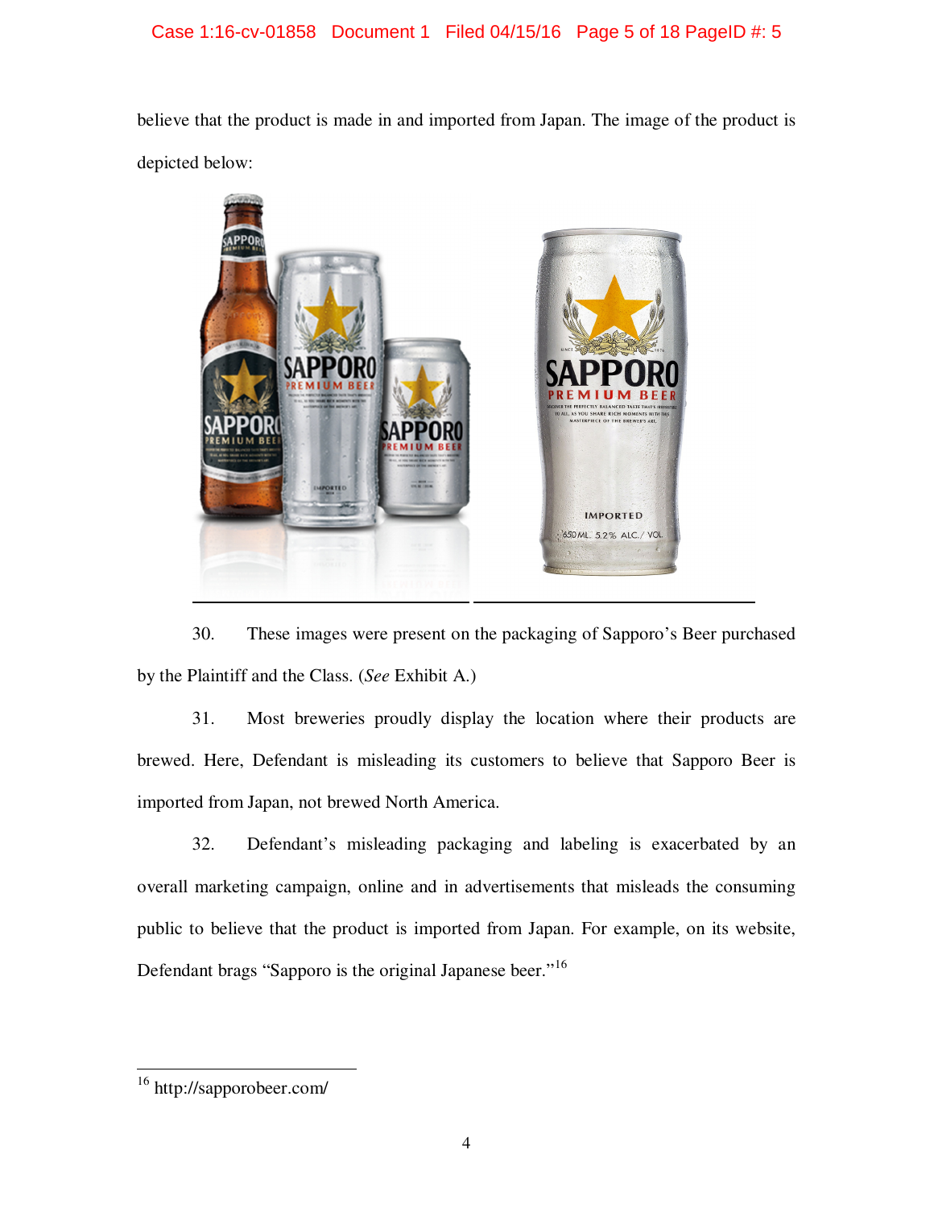believe that the product is made in and imported from Japan. The image of the product is depicted below:

30. These images were present on the packaging of Sapporo's Beer purchased by the Plaintiff and the Class. (*See* Exhibit A.)

31. Most breweries proudly display the location where their products are brewed. Here, Defendant is misleading its customers to believe that Sapporo Beer is imported from Japan, not brewed North America.

32. Defendant's misleading packaging and labeling is exacerbated by an overall marketing campaign, online and in advertisements that misleads the consuming public to believe that the product is imported from Japan. For example, on its website, Defendant brags "Sapporo is the original Japanese beer."[16]

---

[16] http://sapporobeer.com/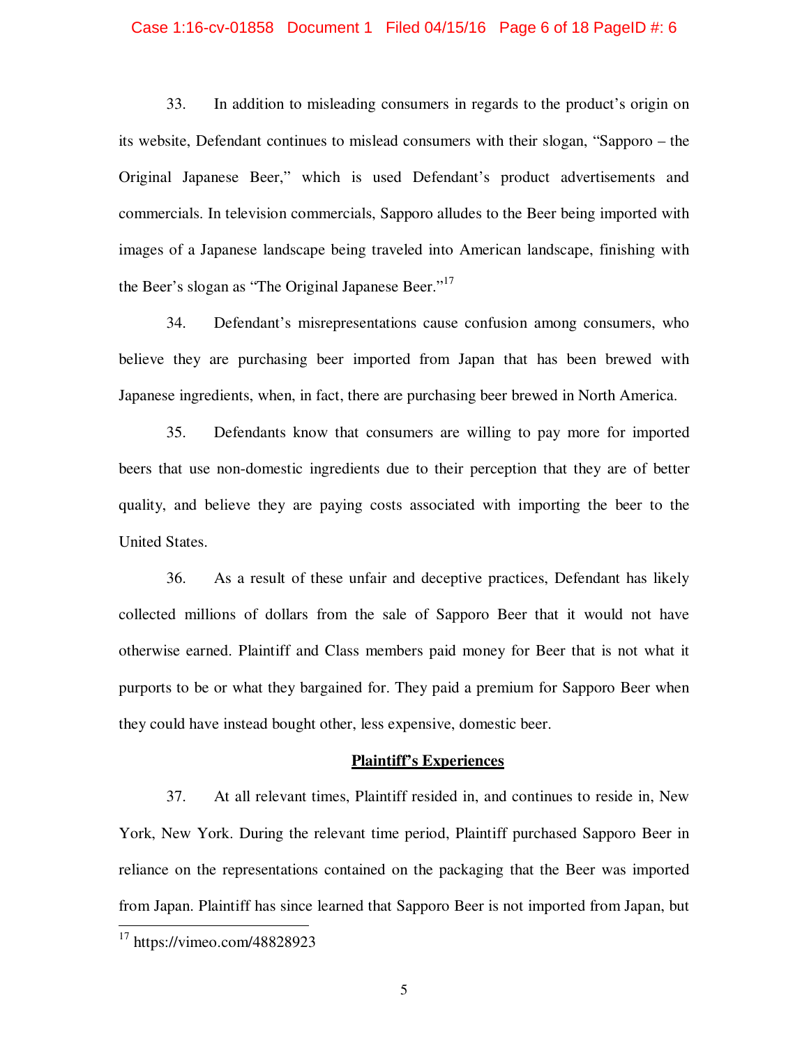33. In addition to misleading consumers in regards to the product's origin on its website, Defendant continues to mislead consumers with their slogan, "Sapporo – the Original Japanese Beer," which is used Defendant's product advertisements and commercials. In television commercials, Sapporo alludes to the Beer being imported with images of a Japanese landscape being traveled into American landscape, finishing with the Beer's slogan as "The Original Japanese Beer."[17]

34. Defendant's misrepresentations cause confusion among consumers, who believe they are purchasing beer imported from Japan that has been brewed with Japanese ingredients, when, in fact, there are purchasing beer brewed in North America.

35. Defendants know that consumers are willing to pay more for imported beers that use non-domestic ingredients due to their perception that they are of better quality, and believe they are paying costs associated with importing the beer to the United States.

36. As a result of these unfair and deceptive practices, Defendant has likely collected millions of dollars from the sale of Sapporo Beer that it would not have otherwise earned. Plaintiff and Class members paid money for Beer that is not what it purports to be or what they bargained for. They paid a premium for Sapporo Beer when they could have instead bought other, less expensive, domestic beer.

**Plaintiff's Experiences**

37. At all relevant times, Plaintiff resided in, and continues to reside in, New York, New York. During the relevant time period, Plaintiff purchased Sapporo Beer in reliance on the representations contained on the packaging that the Beer was imported from Japan. Plaintiff has since learned that Sapporo Beer is not imported from Japan, but

---

[17] https://vimeo.com/48828923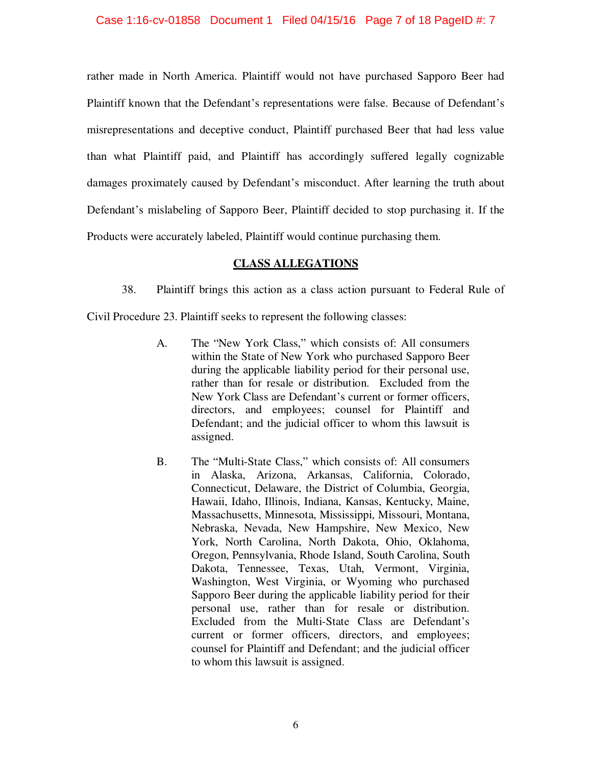rather made in North America. Plaintiff would not have purchased Sapporo Beer had Plaintiff known that the Defendant's representations were false. Because of Defendant's misrepresentations and deceptive conduct, Plaintiff purchased Beer that had less value than what Plaintiff paid, and Plaintiff has accordingly suffered legally cognizable damages proximately caused by Defendant's misconduct. After learning the truth about Defendant's mislabeling of Sapporo Beer, Plaintiff decided to stop purchasing it. If the Products were accurately labeled, Plaintiff would continue purchasing them.

## CLASS ALLEGATIONS

38. Plaintiff brings this action as a class action pursuant to Federal Rule of Civil Procedure 23. Plaintiff seeks to represent the following classes:

> A. The "New York Class," which consists of: All consumers within the State of New York who purchased Sapporo Beer during the applicable liability period for their personal use, rather than for resale or distribution. Excluded from the New York Class are Defendant's current or former officers, directors, and employees; counsel for Plaintiff and Defendant; and the judicial officer to whom this lawsuit is assigned.
>
> B. The "Multi-State Class," which consists of: All consumers in Alaska, Arizona, Arkansas, California, Colorado, Connecticut, Delaware, the District of Columbia, Georgia, Hawaii, Idaho, Illinois, Indiana, Kansas, Kentucky, Maine, Massachusetts, Minnesota, Mississippi, Missouri, Montana, Nebraska, Nevada, New Hampshire, New Mexico, New York, North Carolina, North Dakota, Ohio, Oklahoma, Oregon, Pennsylvania, Rhode Island, South Carolina, South Dakota, Tennessee, Texas, Utah, Vermont, Virginia, Washington, West Virginia, or Wyoming who purchased Sapporo Beer during the applicable liability period for their personal use, rather than for resale or distribution. Excluded from the Multi-State Class are Defendant's current or former officers, directors, and employees; counsel for Plaintiff and Defendant; and the judicial officer to whom this lawsuit is assigned.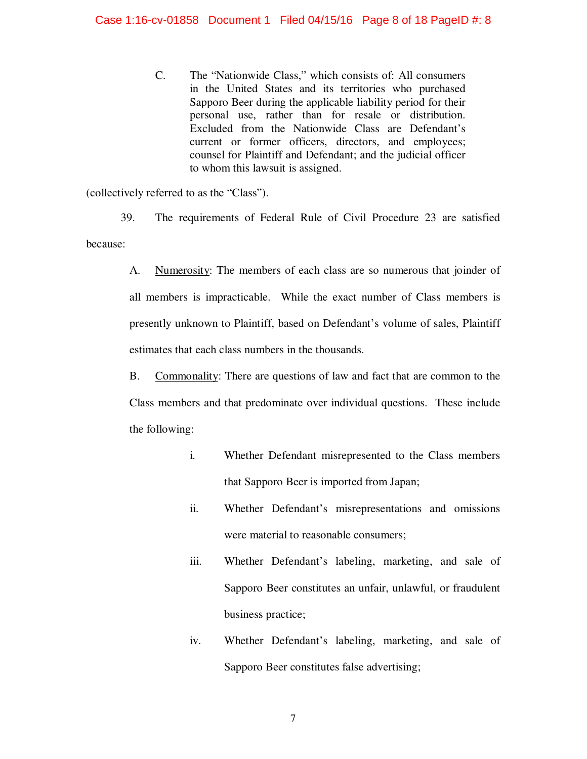C. The "Nationwide Class," which consists of: All consumers in the United States and its territories who purchased Sapporo Beer during the applicable liability period for their personal use, rather than for resale or distribution. Excluded from the Nationwide Class are Defendant's current or former officers, directors, and employees; counsel for Plaintiff and Defendant; and the judicial officer to whom this lawsuit is assigned.

(collectively referred to as the "Class").

39. The requirements of Federal Rule of Civil Procedure 23 are satisfied because:

A. Numerosity: The members of each class are so numerous that joinder of all members is impracticable. While the exact number of Class members is presently unknown to Plaintiff, based on Defendant's volume of sales, Plaintiff estimates that each class numbers in the thousands.

B. Commonality: There are questions of law and fact that are common to the Class members and that predominate over individual questions. These include the following:

i. Whether Defendant misrepresented to the Class members that Sapporo Beer is imported from Japan;

ii. Whether Defendant's misrepresentations and omissions were material to reasonable consumers;

iii. Whether Defendant's labeling, marketing, and sale of Sapporo Beer constitutes an unfair, unlawful, or fraudulent business practice;

iv. Whether Defendant's labeling, marketing, and sale of Sapporo Beer constitutes false advertising;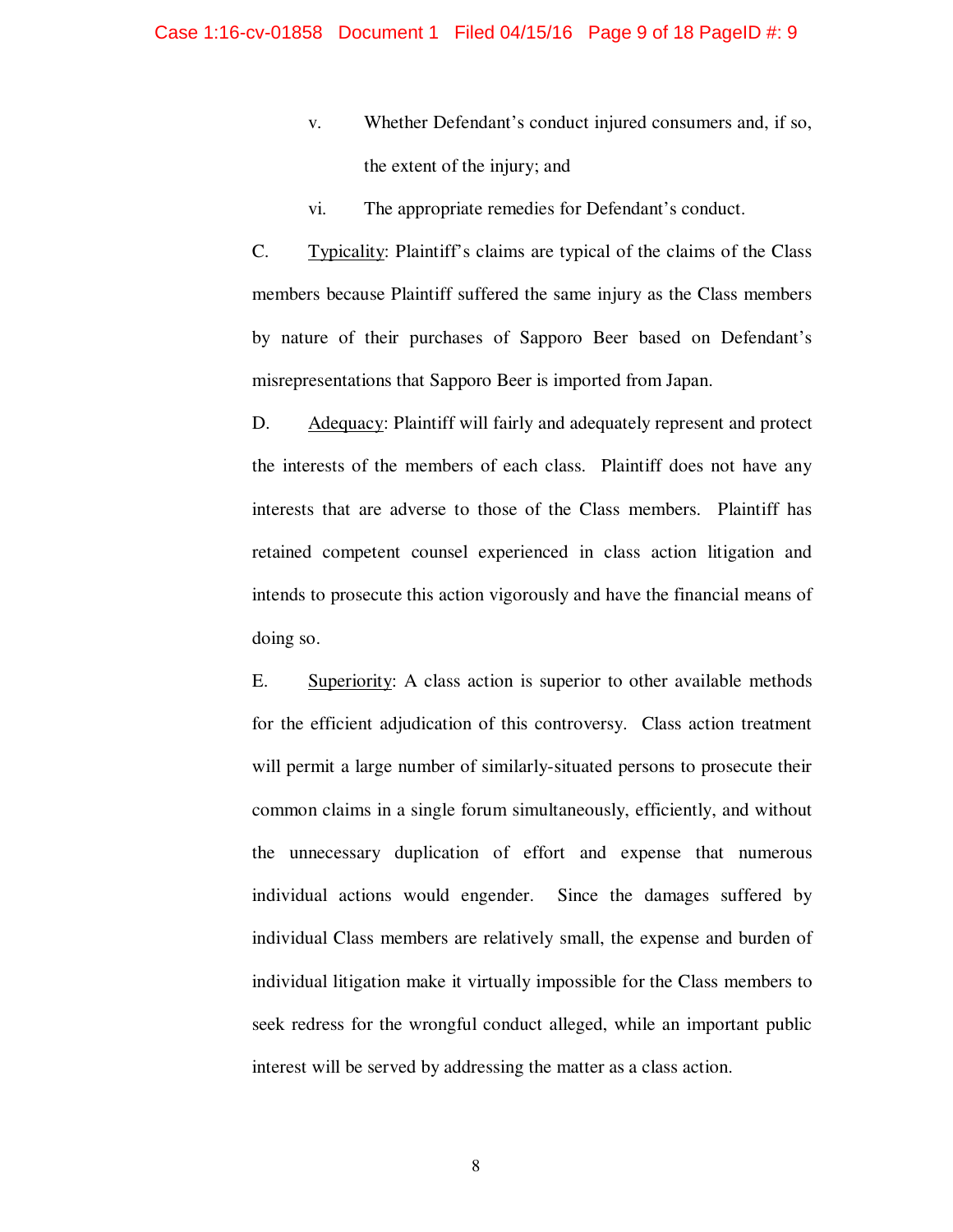v. Whether Defendant's conduct injured consumers and, if so, the extent of the injury; and

vi. The appropriate remedies for Defendant's conduct.

C. Typicality: Plaintiff's claims are typical of the claims of the Class members because Plaintiff suffered the same injury as the Class members by nature of their purchases of Sapporo Beer based on Defendant's misrepresentations that Sapporo Beer is imported from Japan.

D. Adequacy: Plaintiff will fairly and adequately represent and protect the interests of the members of each class. Plaintiff does not have any interests that are adverse to those of the Class members. Plaintiff has retained competent counsel experienced in class action litigation and intends to prosecute this action vigorously and have the financial means of doing so.

E. Superiority: A class action is superior to other available methods for the efficient adjudication of this controversy. Class action treatment will permit a large number of similarly-situated persons to prosecute their common claims in a single forum simultaneously, efficiently, and without the unnecessary duplication of effort and expense that numerous individual actions would engender. Since the damages suffered by individual Class members are relatively small, the expense and burden of individual litigation make it virtually impossible for the Class members to seek redress for the wrongful conduct alleged, while an important public interest will be served by addressing the matter as a class action.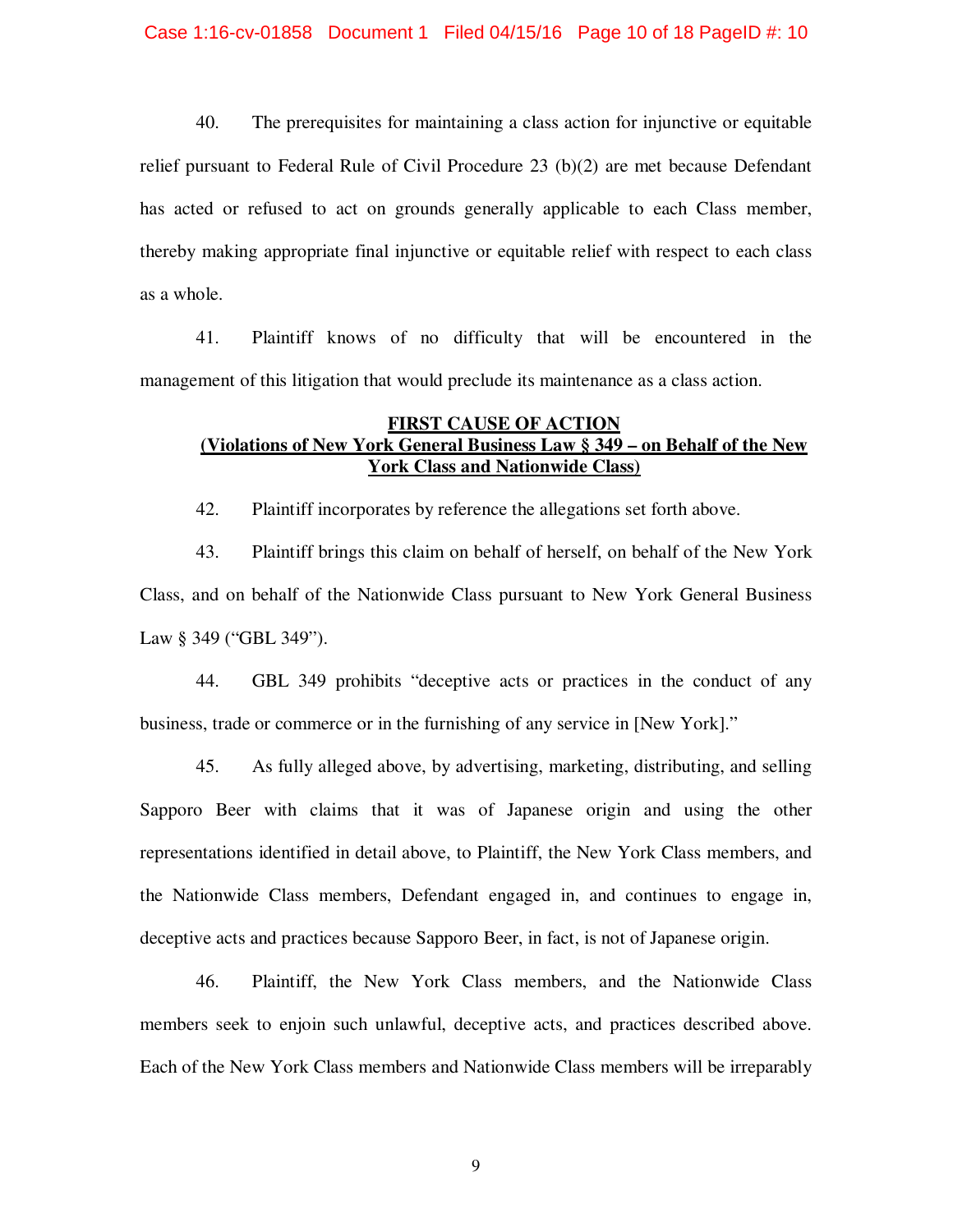40. The prerequisites for maintaining a class action for injunctive or equitable relief pursuant to Federal Rule of Civil Procedure 23 (b)(2) are met because Defendant has acted or refused to act on grounds generally applicable to each Class member, thereby making appropriate final injunctive or equitable relief with respect to each class as a whole.

41. Plaintiff knows of no difficulty that will be encountered in the management of this litigation that would preclude its maintenance as a class action.

**FIRST CAUSE OF ACTION**
**(Violations of New York General Business Law § 349 – on Behalf of the New York Class and Nationwide Class)**

42. Plaintiff incorporates by reference the allegations set forth above.

43. Plaintiff brings this claim on behalf of herself, on behalf of the New York Class, and on behalf of the Nationwide Class pursuant to New York General Business Law § 349 ("GBL 349").

44. GBL 349 prohibits "deceptive acts or practices in the conduct of any business, trade or commerce or in the furnishing of any service in [New York]."

45. As fully alleged above, by advertising, marketing, distributing, and selling Sapporo Beer with claims that it was of Japanese origin and using the other representations identified in detail above, to Plaintiff, the New York Class members, and the Nationwide Class members, Defendant engaged in, and continues to engage in, deceptive acts and practices because Sapporo Beer, in fact, is not of Japanese origin.

46. Plaintiff, the New York Class members, and the Nationwide Class members seek to enjoin such unlawful, deceptive acts, and practices described above. Each of the New York Class members and Nationwide Class members will be irreparably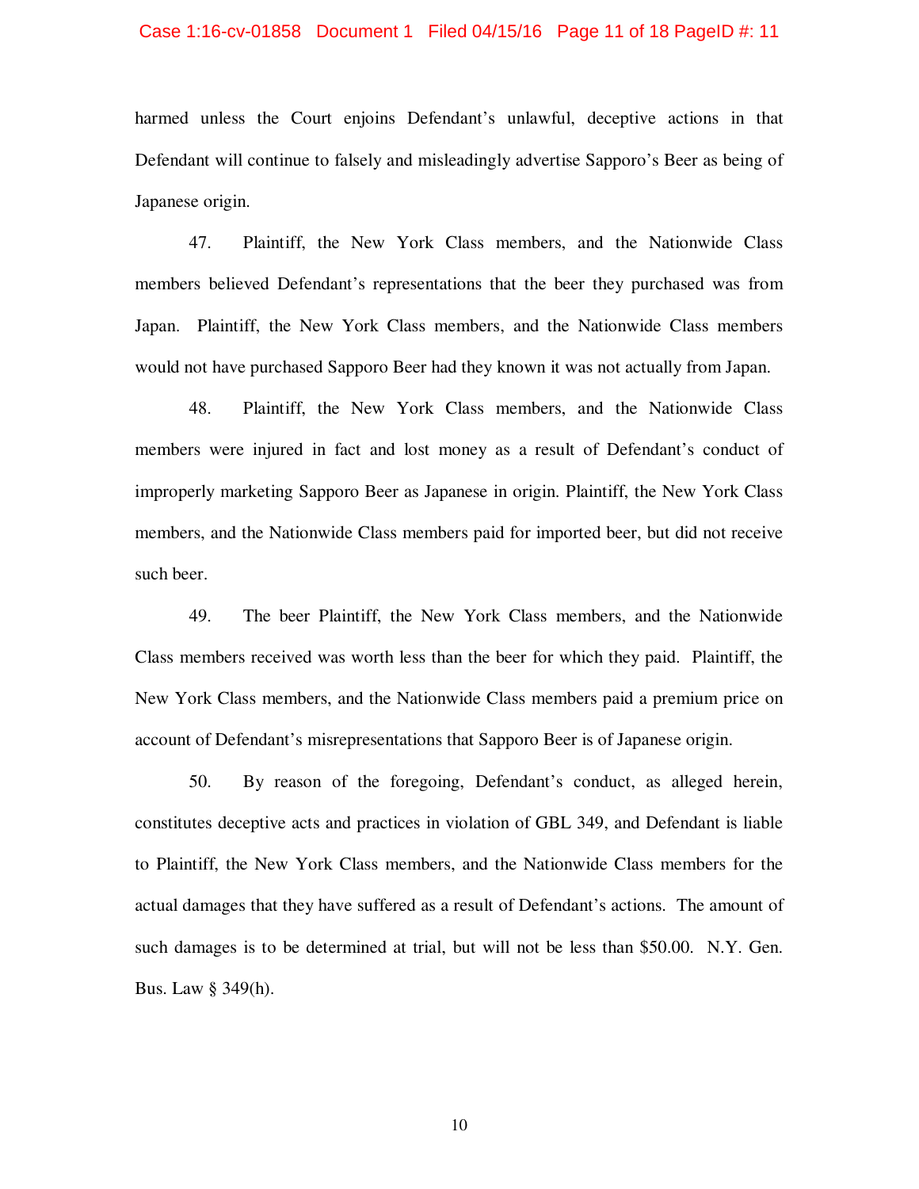harmed unless the Court enjoins Defendant's unlawful, deceptive actions in that Defendant will continue to falsely and misleadingly advertise Sapporo's Beer as being of Japanese origin.

47. Plaintiff, the New York Class members, and the Nationwide Class members believed Defendant's representations that the beer they purchased was from Japan. Plaintiff, the New York Class members, and the Nationwide Class members would not have purchased Sapporo Beer had they known it was not actually from Japan.

48. Plaintiff, the New York Class members, and the Nationwide Class members were injured in fact and lost money as a result of Defendant's conduct of improperly marketing Sapporo Beer as Japanese in origin. Plaintiff, the New York Class members, and the Nationwide Class members paid for imported beer, but did not receive such beer.

49. The beer Plaintiff, the New York Class members, and the Nationwide Class members received was worth less than the beer for which they paid. Plaintiff, the New York Class members, and the Nationwide Class members paid a premium price on account of Defendant's misrepresentations that Sapporo Beer is of Japanese origin.

50. By reason of the foregoing, Defendant's conduct, as alleged herein, constitutes deceptive acts and practices in violation of GBL 349, and Defendant is liable to Plaintiff, the New York Class members, and the Nationwide Class members for the actual damages that they have suffered as a result of Defendant's actions. The amount of such damages is to be determined at trial, but will not be less than $50.00. N.Y. Gen. Bus. Law § 349(h).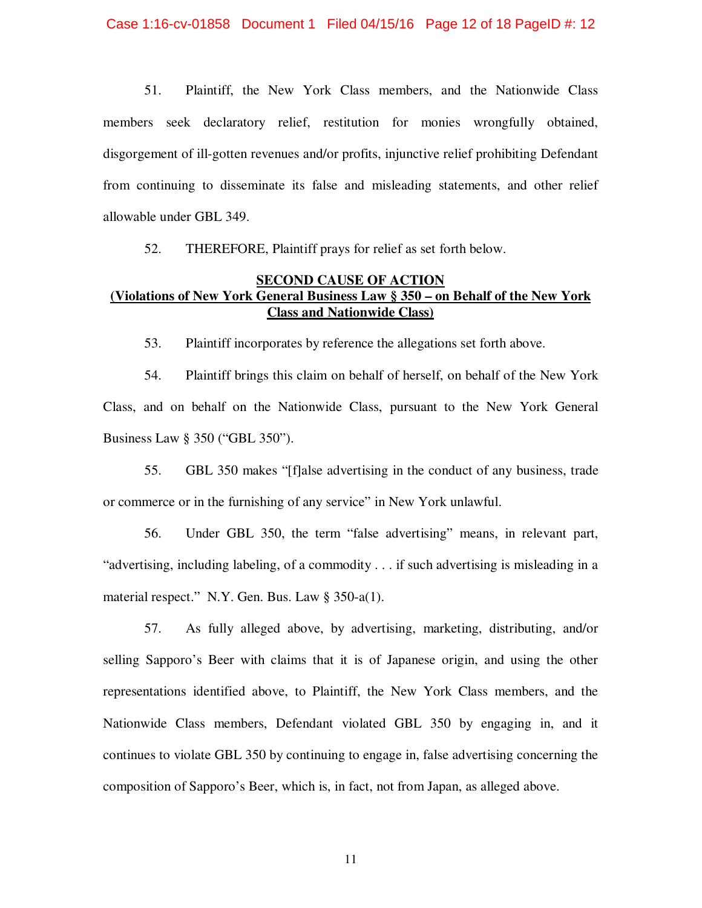51. Plaintiff, the New York Class members, and the Nationwide Class members seek declaratory relief, restitution for monies wrongfully obtained, disgorgement of ill-gotten revenues and/or profits, injunctive relief prohibiting Defendant from continuing to disseminate its false and misleading statements, and other relief allowable under GBL 349.

52. THEREFORE, Plaintiff prays for relief as set forth below.

**SECOND CAUSE OF ACTION**
**(Violations of New York General Business Law § 350 – on Behalf of the New York Class and Nationwide Class)**

53. Plaintiff incorporates by reference the allegations set forth above.

54. Plaintiff brings this claim on behalf of herself, on behalf of the New York Class, and on behalf on the Nationwide Class, pursuant to the New York General Business Law § 350 ("GBL 350").

55. GBL 350 makes "[f]alse advertising in the conduct of any business, trade or commerce or in the furnishing of any service" in New York unlawful.

56. Under GBL 350, the term "false advertising" means, in relevant part, "advertising, including labeling, of a commodity . . . if such advertising is misleading in a material respect." N.Y. Gen. Bus. Law § 350-a(1).

57. As fully alleged above, by advertising, marketing, distributing, and/or selling Sapporo's Beer with claims that it is of Japanese origin, and using the other representations identified above, to Plaintiff, the New York Class members, and the Nationwide Class members, Defendant violated GBL 350 by engaging in, and it continues to violate GBL 350 by continuing to engage in, false advertising concerning the composition of Sapporo's Beer, which is, in fact, not from Japan, as alleged above.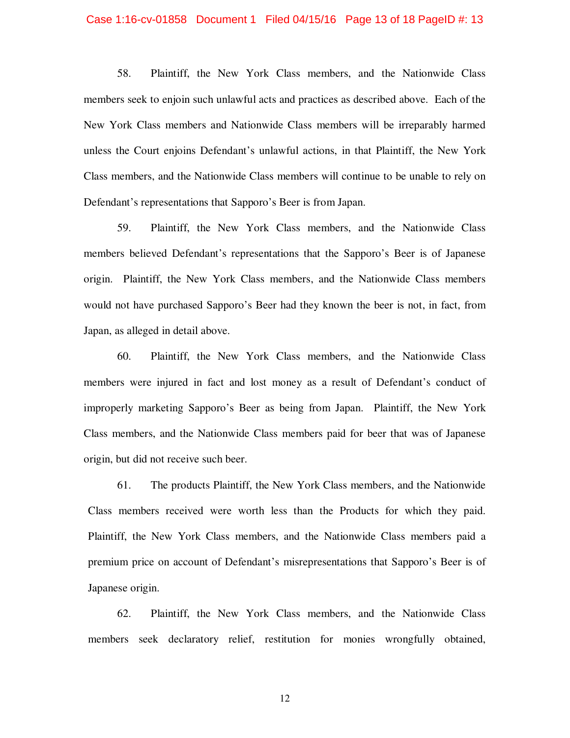58. Plaintiff, the New York Class members, and the Nationwide Class members seek to enjoin such unlawful acts and practices as described above. Each of the New York Class members and Nationwide Class members will be irreparably harmed unless the Court enjoins Defendant's unlawful actions, in that Plaintiff, the New York Class members, and the Nationwide Class members will continue to be unable to rely on Defendant's representations that Sapporo's Beer is from Japan.

59. Plaintiff, the New York Class members, and the Nationwide Class members believed Defendant's representations that the Sapporo's Beer is of Japanese origin. Plaintiff, the New York Class members, and the Nationwide Class members would not have purchased Sapporo's Beer had they known the beer is not, in fact, from Japan, as alleged in detail above.

60. Plaintiff, the New York Class members, and the Nationwide Class members were injured in fact and lost money as a result of Defendant's conduct of improperly marketing Sapporo's Beer as being from Japan. Plaintiff, the New York Class members, and the Nationwide Class members paid for beer that was of Japanese origin, but did not receive such beer.

61. The products Plaintiff, the New York Class members, and the Nationwide Class members received were worth less than the Products for which they paid. Plaintiff, the New York Class members, and the Nationwide Class members paid a premium price on account of Defendant's misrepresentations that Sapporo's Beer is of Japanese origin.

62. Plaintiff, the New York Class members, and the Nationwide Class members seek declaratory relief, restitution for monies wrongfully obtained,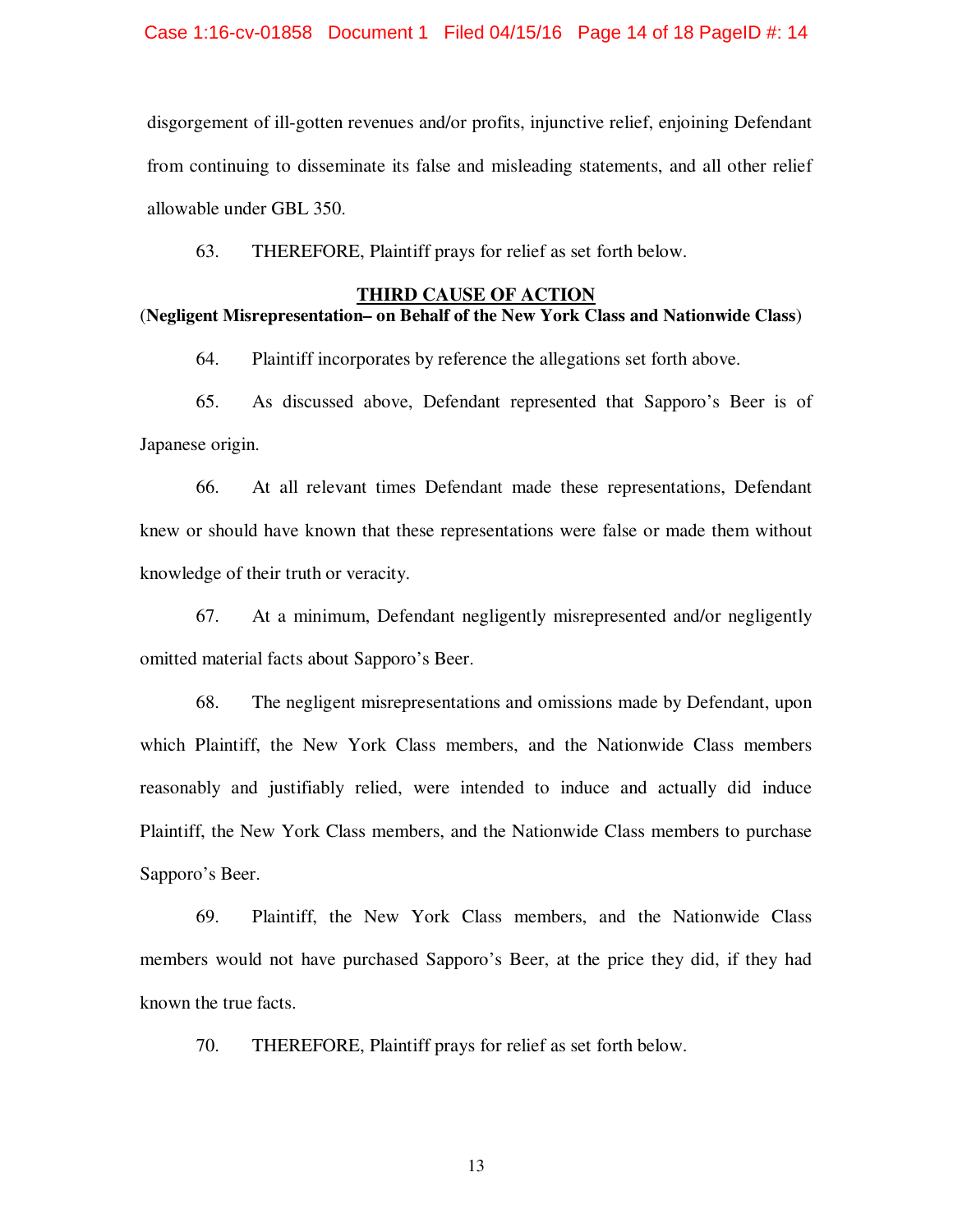disgorgement of ill-gotten revenues and/or profits, injunctive relief, enjoining Defendant from continuing to disseminate its false and misleading statements, and all other relief allowable under GBL 350.

63. THEREFORE, Plaintiff prays for relief as set forth below.

**THIRD CAUSE OF ACTION**
**(Negligent Misrepresentation– on Behalf of the New York Class and Nationwide Class)**

64. Plaintiff incorporates by reference the allegations set forth above.

65. As discussed above, Defendant represented that Sapporo's Beer is of Japanese origin.

66. At all relevant times Defendant made these representations, Defendant knew or should have known that these representations were false or made them without knowledge of their truth or veracity.

67. At a minimum, Defendant negligently misrepresented and/or negligently omitted material facts about Sapporo's Beer.

68. The negligent misrepresentations and omissions made by Defendant, upon which Plaintiff, the New York Class members, and the Nationwide Class members reasonably and justifiably relied, were intended to induce and actually did induce Plaintiff, the New York Class members, and the Nationwide Class members to purchase Sapporo's Beer.

69. Plaintiff, the New York Class members, and the Nationwide Class members would not have purchased Sapporo's Beer, at the price they did, if they had known the true facts.

70. THEREFORE, Plaintiff prays for relief as set forth below.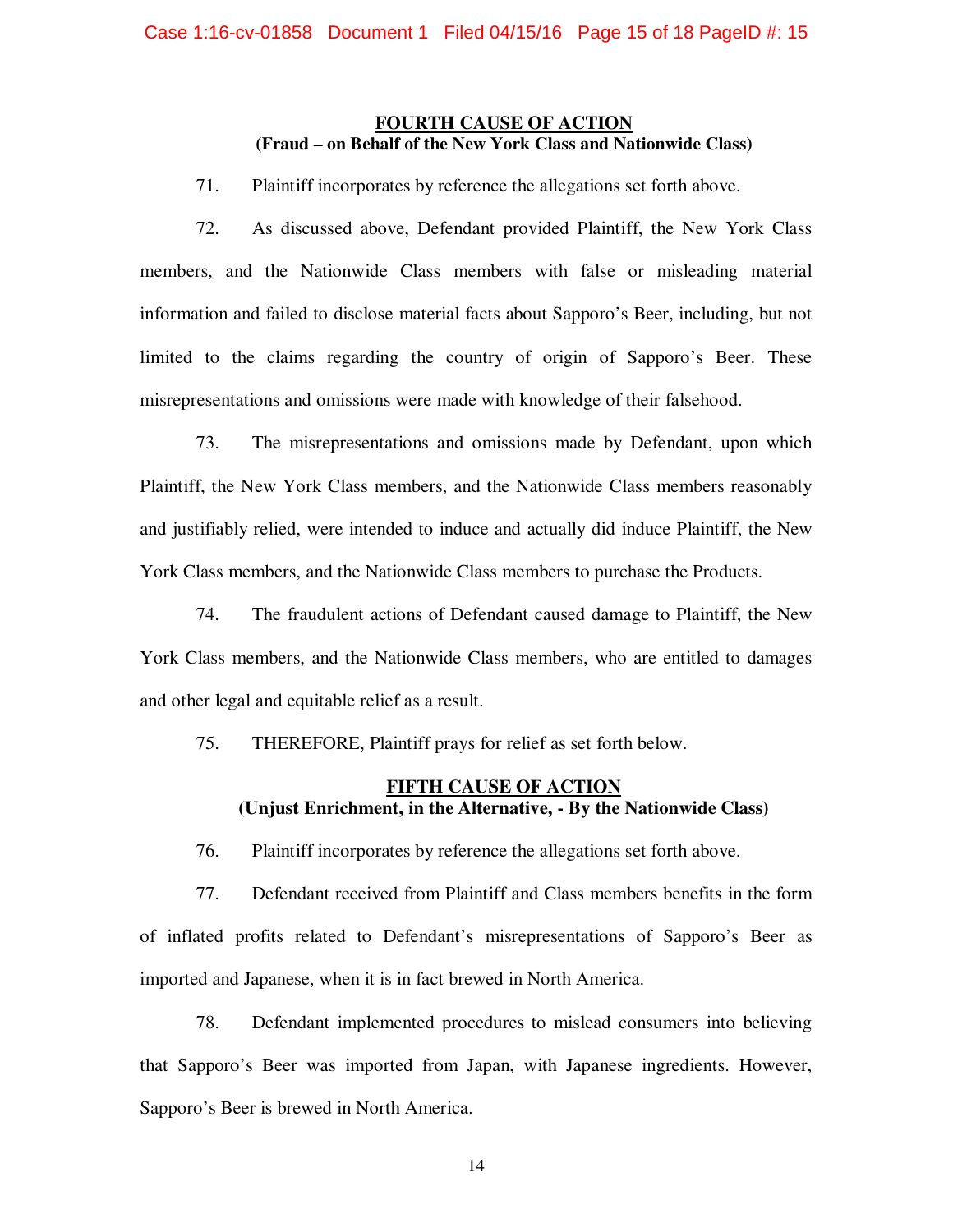## FOURTH CAUSE OF ACTION
**(Fraud – on Behalf of the New York Class and Nationwide Class)**

71. Plaintiff incorporates by reference the allegations set forth above.

72. As discussed above, Defendant provided Plaintiff, the New York Class members, and the Nationwide Class members with false or misleading material information and failed to disclose material facts about Sapporo's Beer, including, but not limited to the claims regarding the country of origin of Sapporo's Beer. These misrepresentations and omissions were made with knowledge of their falsehood.

73. The misrepresentations and omissions made by Defendant, upon which Plaintiff, the New York Class members, and the Nationwide Class members reasonably and justifiably relied, were intended to induce and actually did induce Plaintiff, the New York Class members, and the Nationwide Class members to purchase the Products.

74. The fraudulent actions of Defendant caused damage to Plaintiff, the New York Class members, and the Nationwide Class members, who are entitled to damages and other legal and equitable relief as a result.

75. THEREFORE, Plaintiff prays for relief as set forth below.

## FIFTH CAUSE OF ACTION
**(Unjust Enrichment, in the Alternative, - By the Nationwide Class)**

76. Plaintiff incorporates by reference the allegations set forth above.

77. Defendant received from Plaintiff and Class members benefits in the form of inflated profits related to Defendant's misrepresentations of Sapporo's Beer as imported and Japanese, when it is in fact brewed in North America.

78. Defendant implemented procedures to mislead consumers into believing that Sapporo's Beer was imported from Japan, with Japanese ingredients. However, Sapporo's Beer is brewed in North America.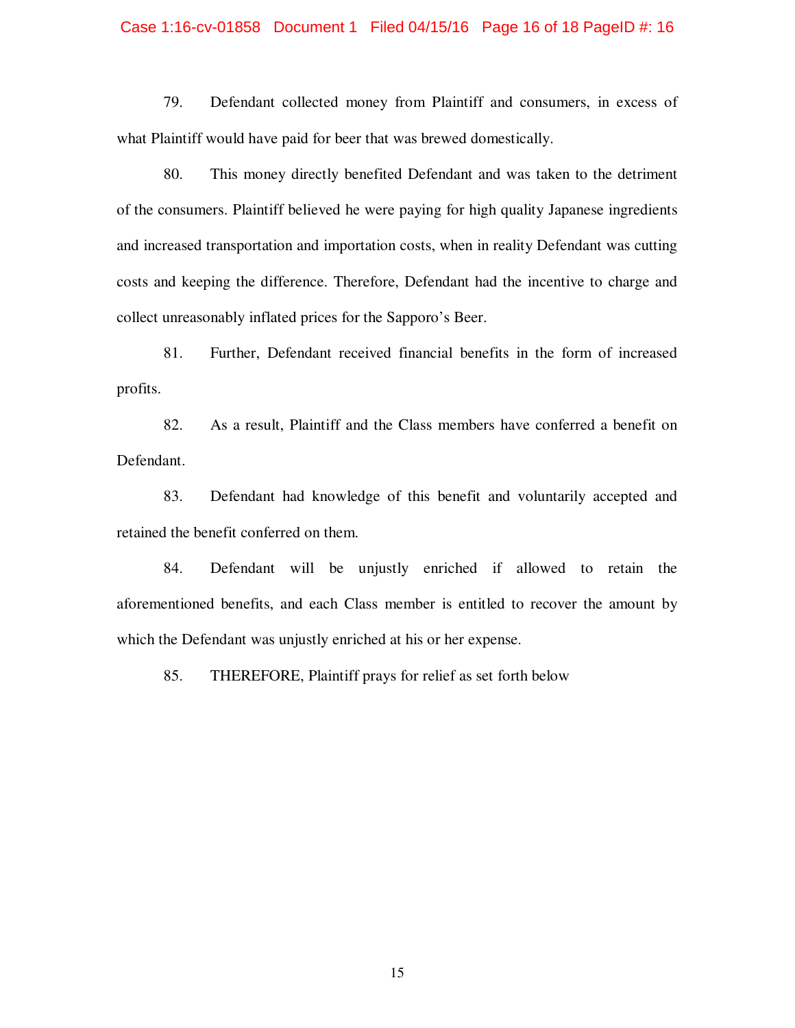79. Defendant collected money from Plaintiff and consumers, in excess of what Plaintiff would have paid for beer that was brewed domestically.

80. This money directly benefited Defendant and was taken to the detriment of the consumers. Plaintiff believed he were paying for high quality Japanese ingredients and increased transportation and importation costs, when in reality Defendant was cutting costs and keeping the difference. Therefore, Defendant had the incentive to charge and collect unreasonably inflated prices for the Sapporo's Beer.

81. Further, Defendant received financial benefits in the form of increased profits.

82. As a result, Plaintiff and the Class members have conferred a benefit on Defendant.

83. Defendant had knowledge of this benefit and voluntarily accepted and retained the benefit conferred on them.

84. Defendant will be unjustly enriched if allowed to retain the aforementioned benefits, and each Class member is entitled to recover the amount by which the Defendant was unjustly enriched at his or her expense.

85. THEREFORE, Plaintiff prays for relief as set forth below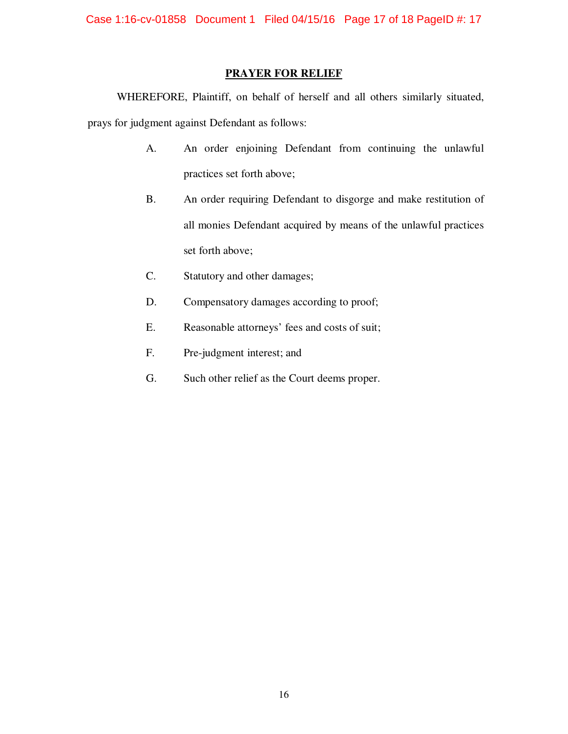## PRAYER FOR RELIEF

WHEREFORE, Plaintiff, on behalf of herself and all others similarly situated, prays for judgment against Defendant as follows:

A. An order enjoining Defendant from continuing the unlawful practices set forth above;

B. An order requiring Defendant to disgorge and make restitution of all monies Defendant acquired by means of the unlawful practices set forth above;

C. Statutory and other damages;

D. Compensatory damages according to proof;

E. Reasonable attorneys' fees and costs of suit;

F. Pre-judgment interest; and

G. Such other relief as the Court deems proper.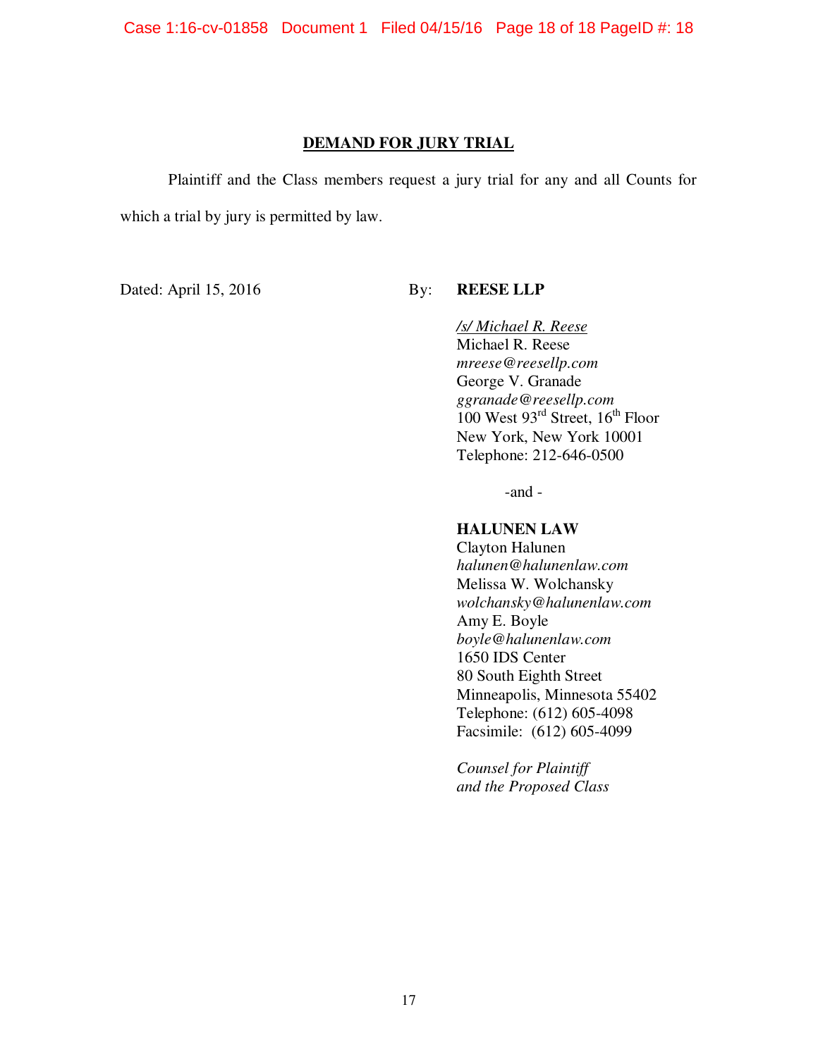## DEMAND FOR JURY TRIAL

Plaintiff and the Class members request a jury trial for any and all Counts for which a trial by jury is permitted by law.

Dated: April 15, 2016

By: **REESE LLP**

/s/ Michael R. Reese
Michael R. Reese
*mreese@reesellp.com*
George V. Granade
*ggranade@reesellp.com*
100 West 93rd Street, 16th Floor
New York, New York 10001
Telephone: 212-646-0500

-and -

**HALUNEN LAW**
Clayton Halunen
*halunen@halunenlaw.com*
Melissa W. Wolchansky
*wolchansky@halunenlaw.com*
Amy E. Boyle
*boyle@halunenlaw.com*
1650 IDS Center
80 South Eighth Street
Minneapolis, Minnesota 55402
Telephone: (612) 605-4098
Facsimile: (612) 605-4099

*Counsel for Plaintiff and the Proposed Class*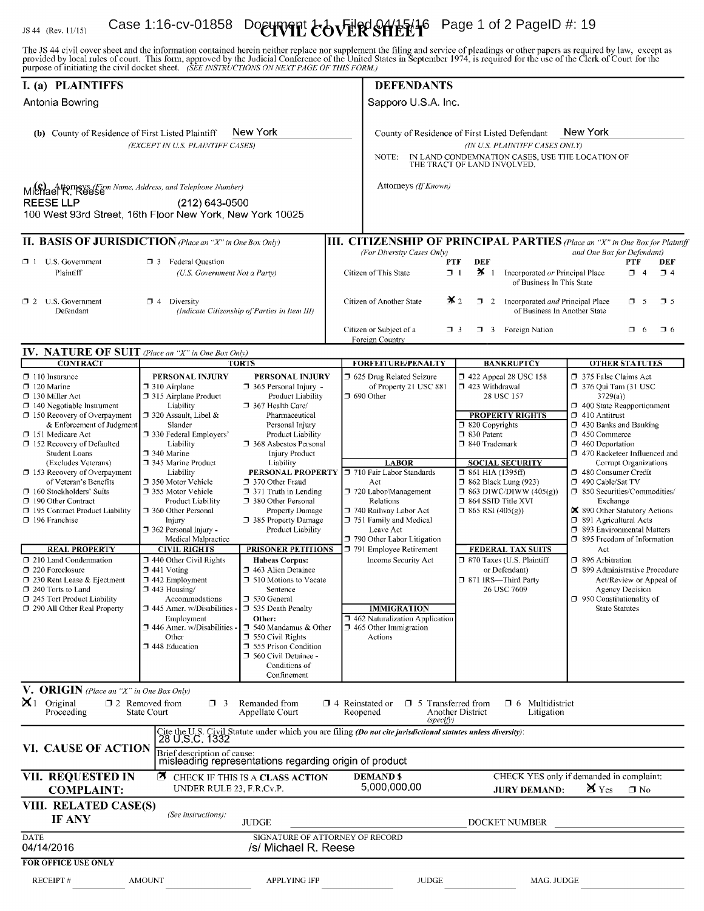JS 44 (Rev. 11/15)

# CIVIL COVER SHEET

The JS 44 civil cover sheet and the information contained herein neither replace nor supplement the filing and service of pleadings or other papers as required by law, except as provided by local rules of court. This form, approved by the Judicial Conference of the United States in September 1974, is required for the use of the Clerk of Court for the purpose of initiating the civil docket sheet. *(SEE INSTRUCTIONS ON NEXT PAGE OF THIS FORM.)*

## I. (a) PLAINTIFFS

Antonia Bowring

**(b)** County of Residence of First Listed Plaintiff: New York
*(EXCEPT IN U.S. PLAINTIFF CASES)*

**(c)** Attorneys *(Firm Name, Address, and Telephone Number)*
Michael R. Reese
REESE LLP (212) 643-0500
100 West 93rd Street, 16th Floor New York, New York 10025

## DEFENDANTS

Sapporo U.S.A. Inc.

County of Residence of First Listed Defendant: New York
*(IN U.S. PLAINTIFF CASES ONLY)*

NOTE: IN LAND CONDEMNATION CASES, USE THE LOCATION OF THE TRACT OF LAND INVOLVED.

Attorneys *(If Known)*

## II. BASIS OF JURISDICTION *(Place an "X" in One Box Only)*

- ☐ 1 U.S. Government Plaintiff
- ☐ 3 Federal Question *(U.S. Government Not a Party)*
- ☐ 2 U.S. Government Defendant
- ☐ 4 Diversity *(Indicate Citizenship of Parties in Item III)*

## III. CITIZENSHIP OF PRINCIPAL PARTIES *(Place an "X" in One Box for Plaintiff and One Box for Defendant)* *(For Diversity Cases Only)*

| | PTF | DEF | | PTF | DEF |
|---|---|---|---|---|---|
| Citizen of This State | ☐ 1 | ☒ 1 | Incorporated *or* Principal Place of Business In This State | ☐ 4 | ☐ 4 |
| Citizen of Another State | ☒ 2 | ☐ 2 | Incorporated *and* Principal Place of Business In Another State | ☐ 5 | ☐ 5 |
| Citizen or Subject of a Foreign Country | ☐ 3 | ☐ 3 | Foreign Nation | ☐ 6 | ☐ 6 |

## IV. NATURE OF SUIT *(Place an "X" in One Box Only)*

**CONTRACT**
- ☐ 110 Insurance
- ☐ 120 Marine
- ☐ 130 Miller Act
- ☐ 140 Negotiable Instrument
- ☐ 150 Recovery of Overpayment & Enforcement of Judgment
- ☐ 151 Medicare Act
- ☐ 152 Recovery of Defaulted Student Loans (Excludes Veterans)
- ☐ 153 Recovery of Overpayment of Veteran's Benefits
- ☐ 160 Stockholders' Suits
- ☐ 190 Other Contract
- ☐ 195 Contract Product Liability
- ☐ 196 Franchise

**REAL PROPERTY**
- ☐ 210 Land Condemnation
- ☐ 220 Foreclosure
- ☐ 230 Rent Lease & Ejectment
- ☐ 240 Torts to Land
- ☐ 245 Tort Product Liability
- ☐ 290 All Other Real Property

**TORTS — PERSONAL INJURY**
- ☐ 310 Airplane
- ☐ 315 Airplane Product Liability
- ☐ 320 Assault, Libel & Slander
- ☐ 330 Federal Employers' Liability
- ☐ 340 Marine
- ☐ 345 Marine Product Liability
- ☐ 350 Motor Vehicle
- ☐ 355 Motor Vehicle Product Liability
- ☐ 360 Other Personal Injury
- ☐ 362 Personal Injury - Medical Malpractice

**PERSONAL INJURY**
- ☐ 365 Personal Injury - Product Liability
- ☐ 367 Health Care/ Pharmaceutical Personal Injury Product Liability
- ☐ 368 Asbestos Personal Injury Product Liability

**PERSONAL PROPERTY**
- ☐ 370 Other Fraud
- ☐ 371 Truth in Lending
- ☐ 380 Other Personal Property Damage
- ☐ 385 Property Damage Product Liability

**CIVIL RIGHTS**
- ☐ 440 Other Civil Rights
- ☐ 441 Voting
- ☐ 442 Employment
- ☐ 443 Housing/ Accommodations
- ☐ 445 Amer. w/Disabilities - Employment
- ☐ 446 Amer. w/Disabilities - Other
- ☐ 448 Education

**PRISONER PETITIONS**
Habeas Corpus:
- ☐ 463 Alien Detainee
- ☐ 510 Motions to Vacate Sentence
- ☐ 530 General
- ☐ 535 Death Penalty

Other:
- ☐ 540 Mandamus & Other
- ☐ 550 Civil Rights
- ☐ 555 Prison Condition
- ☐ 560 Civil Detainee - Conditions of Confinement

**FORFEITURE/PENALTY**
- ☐ 625 Drug Related Seizure of Property 21 USC 881
- ☐ 690 Other

**LABOR**
- ☐ 710 Fair Labor Standards Act
- ☐ 720 Labor/Management Relations
- ☐ 740 Railway Labor Act
- ☐ 751 Family and Medical Leave Act
- ☐ 790 Other Labor Litigation
- ☐ 791 Employee Retirement Income Security Act

**IMMIGRATION**
- ☐ 462 Naturalization Application
- ☐ 465 Other Immigration Actions

**BANKRUPTCY**
- ☐ 422 Appeal 28 USC 158
- ☐ 423 Withdrawal 28 USC 157

**PROPERTY RIGHTS**
- ☐ 820 Copyrights
- ☐ 830 Patent
- ☐ 840 Trademark

**SOCIAL SECURITY**
- ☐ 861 HIA (1395ff)
- ☐ 862 Black Lung (923)
- ☐ 863 DIWC/DIWW (405(g))
- ☐ 864 SSID Title XVI
- ☐ 865 RSI (405(g))

**FEDERAL TAX SUITS**
- ☐ 870 Taxes (U.S. Plaintiff or Defendant)
- ☐ 871 IRS—Third Party 26 USC 7609

**OTHER STATUTES**
- ☐ 375 False Claims Act
- ☐ 376 Qui Tam (31 USC 3729(a))
- ☐ 400 State Reapportionment
- ☐ 410 Antitrust
- ☐ 430 Banks and Banking
- ☐ 450 Commerce
- ☐ 460 Deportation
- ☐ 470 Racketeer Influenced and Corrupt Organizations
- ☐ 480 Consumer Credit
- ☐ 490 Cable/Sat TV
- ☐ 850 Securities/Commodities/ Exchange
- ☒ 890 Other Statutory Actions
- ☐ 891 Agricultural Acts
- ☐ 893 Environmental Matters
- ☐ 895 Freedom of Information Act
- ☐ 896 Arbitration
- ☐ 899 Administrative Procedure Act/Review or Appeal of Agency Decision
- ☐ 950 Constitutionality of State Statutes

## V. ORIGIN *(Place an "X" in One Box Only)*

- ☒ 1 Original Proceeding
- ☐ 2 Removed from State Court
- ☐ 3 Remanded from Appellate Court
- ☐ 4 Reinstated or Reopened
- ☐ 5 Transferred from Another District *(specify)*
- ☐ 6 Multidistrict Litigation

## VI. CAUSE OF ACTION

Cite the U.S. Civil Statute under which you are filing *(Do not cite jurisdictional statutes unless diversity)*:
28 U.S.C. 1332

Brief description of cause:
misleading representations regarding origin of product

## VII. REQUESTED IN COMPLAINT:

☒ CHECK IF THIS IS A CLASS ACTION UNDER RULE 23, F.R.Cv.P.

DEMAND $ 5,000,000.00

CHECK YES only if demanded in complaint: JURY DEMAND: ☒ Yes ☐ No

## VIII. RELATED CASE(S) IF ANY

*(See instructions):* JUDGE ______ DOCKET NUMBER ______

DATE: 04/14/2016

SIGNATURE OF ATTORNEY OF RECORD: /s/ Michael R. Reese

**FOR OFFICE USE ONLY**

RECEIPT # ______ AMOUNT ______ APPLYING IFP ______ JUDGE ______ MAG. JUDGE ______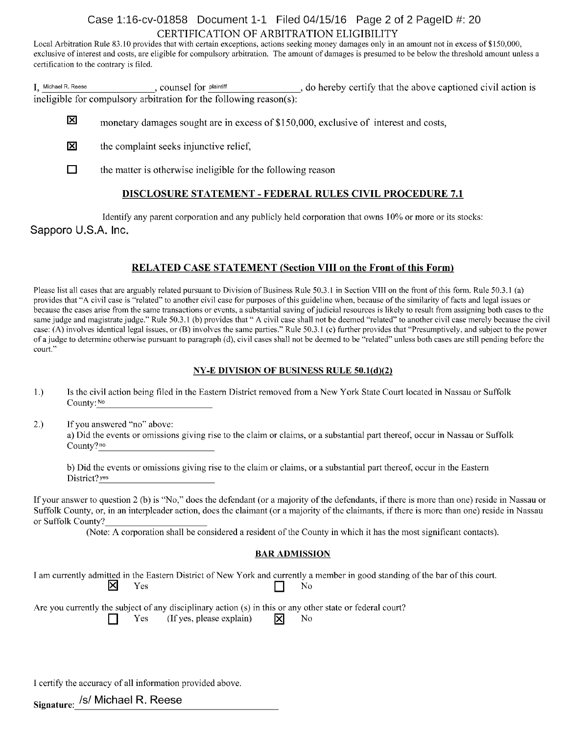## CERTIFICATION OF ARBITRATION ELIGIBILITY

Local Arbitration Rule 83.10 provides that with certain exceptions, actions seeking money damages only in an amount not in excess of $150,000, exclusive of interest and costs, are eligible for compulsory arbitration. The amount of damages is presumed to be below the threshold amount unless a certification to the contrary is filed.

I, Michael R. Reese, counsel for plaintiff, do hereby certify that the above captioned civil action is ineligible for compulsory arbitration for the following reason(s):

☒ monetary damages sought are in excess of $150,000, exclusive of interest and costs,

☒ the complaint seeks injunctive relief,

☐ the matter is otherwise ineligible for the following reason

### DISCLOSURE STATEMENT - FEDERAL RULES CIVIL PROCEDURE 7.1

Identify any parent corporation and any publicly held corporation that owns 10% or more or its stocks:

Sapporo U.S.A. Inc.

### RELATED CASE STATEMENT (Section VIII on the Front of this Form)

Please list all cases that are arguably related pursuant to Division of Business Rule 50.3.1 in Section VIII on the front of this form. Rule 50.3.1 (a) provides that "A civil case is "related" to another civil case for purposes of this guideline when, because of the similarity of facts and legal issues or because the cases arise from the same transactions or events, a substantial saving of judicial resources is likely to result from assigning both cases to the same judge and magistrate judge." Rule 50.3.1 (b) provides that " A civil case shall not be deemed "related" to another civil case merely because the civil case: (A) involves identical legal issues, or (B) involves the same parties." Rule 50.3.1 (c) further provides that "Presumptively, and subject to the power of a judge to determine otherwise pursuant to paragraph (d), civil cases shall not be deemed to be "related" unless both cases are still pending before the court."

### NY-E DIVISION OF BUSINESS RULE 50.1(d)(2)

1.) Is the civil action being filed in the Eastern District removed from a New York State Court located in Nassau or Suffolk County: No

2.) If you answered "no" above:
a) Did the events or omissions giving rise to the claim or claims, or a substantial part thereof, occur in Nassau or Suffolk County? no

b) Did the events or omissions giving rise to the claim or claims, or a substantial part thereof, occur in the Eastern District? yes

If your answer to question 2 (b) is "No," does the defendant (or a majority of the defendants, if there is more than one) reside in Nassau or Suffolk County, or, in an interpleader action, does the claimant (or a majority of the claimants, if there is more than one) reside in Nassau or Suffolk County? ____________

(Note: A corporation shall be considered a resident of the County in which it has the most significant contacts).

### BAR ADMISSION

I am currently admitted in the Eastern District of New York and currently a member in good standing of the bar of this court.

☒ Yes ☐ No

Are you currently the subject of any disciplinary action (s) in this or any other state or federal court?

☐ Yes (If yes, please explain) ☒ No

I certify the accuracy of all information provided above.

Signature: /s/ Michael R. Reese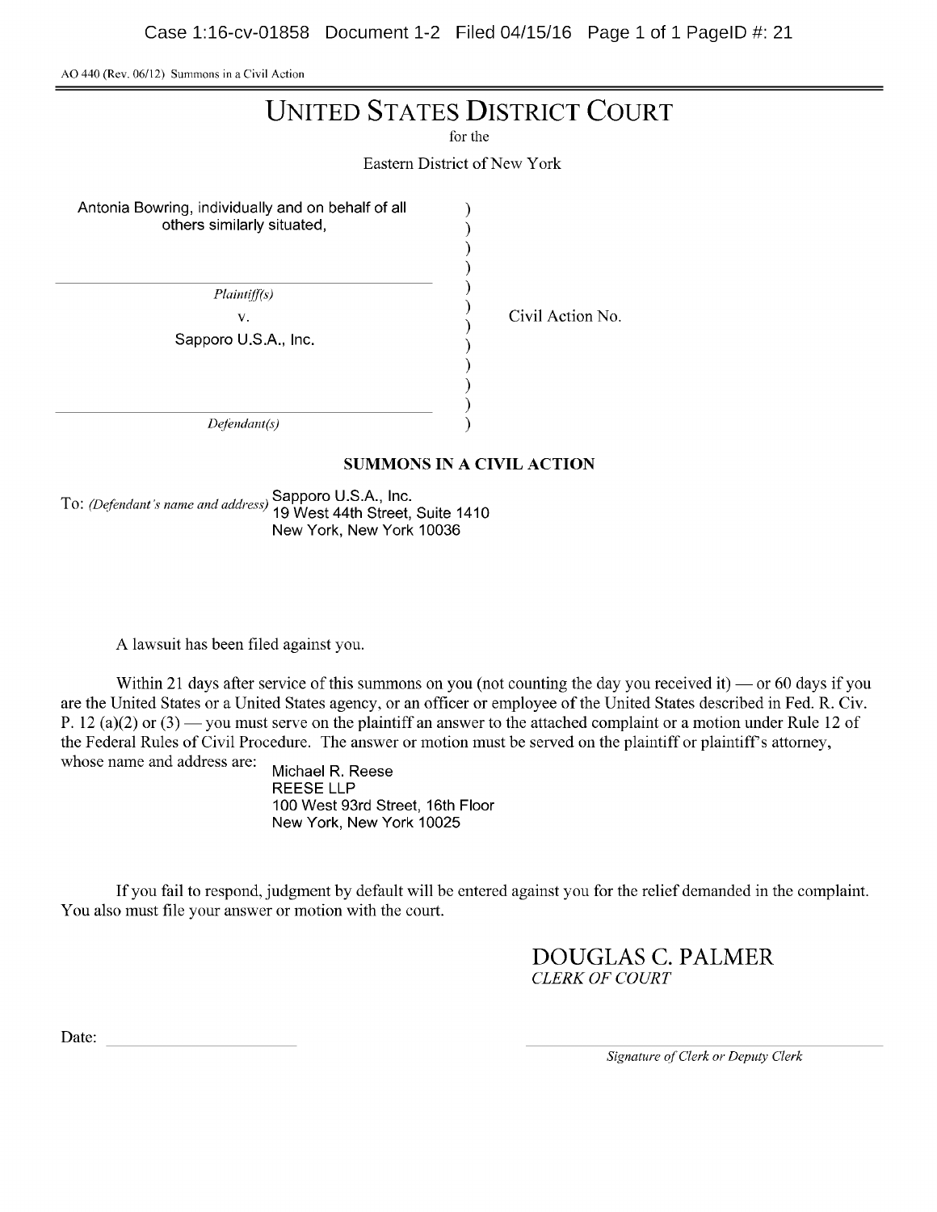AO 440 (Rev. 06/12) Summons in a Civil Action

# UNITED STATES DISTRICT COURT

for the

Eastern District of New York

Antonia Bowring, individually and on behalf of all others similarly situated,

*Plaintiff(s)*

v.

Sapporo U.S.A., Inc.

*Defendant(s)*

Civil Action No.

## SUMMONS IN A CIVIL ACTION

To: *(Defendant's name and address)* Sapporo U.S.A., Inc.
19 West 44th Street, Suite 1410
New York, New York 10036

A lawsuit has been filed against you.

Within 21 days after service of this summons on you (not counting the day you received it) — or 60 days if you are the United States or a United States agency, or an officer or employee of the United States described in Fed. R. Civ. P. 12 (a)(2) or (3) — you must serve on the plaintiff an answer to the attached complaint or a motion under Rule 12 of the Federal Rules of Civil Procedure. The answer or motion must be served on the plaintiff or plaintiff's attorney, whose name and address are:

Michael R. Reese
REESE LLP
100 West 93rd Street, 16th Floor
New York, New York 10025

If you fail to respond, judgment by default will be entered against you for the relief demanded in the complaint. You also must file your answer or motion with the court.

DOUGLAS C. PALMER
*CLERK OF COURT*

Date: ______________________

______________________
*Signature of Clerk or Deputy Clerk*